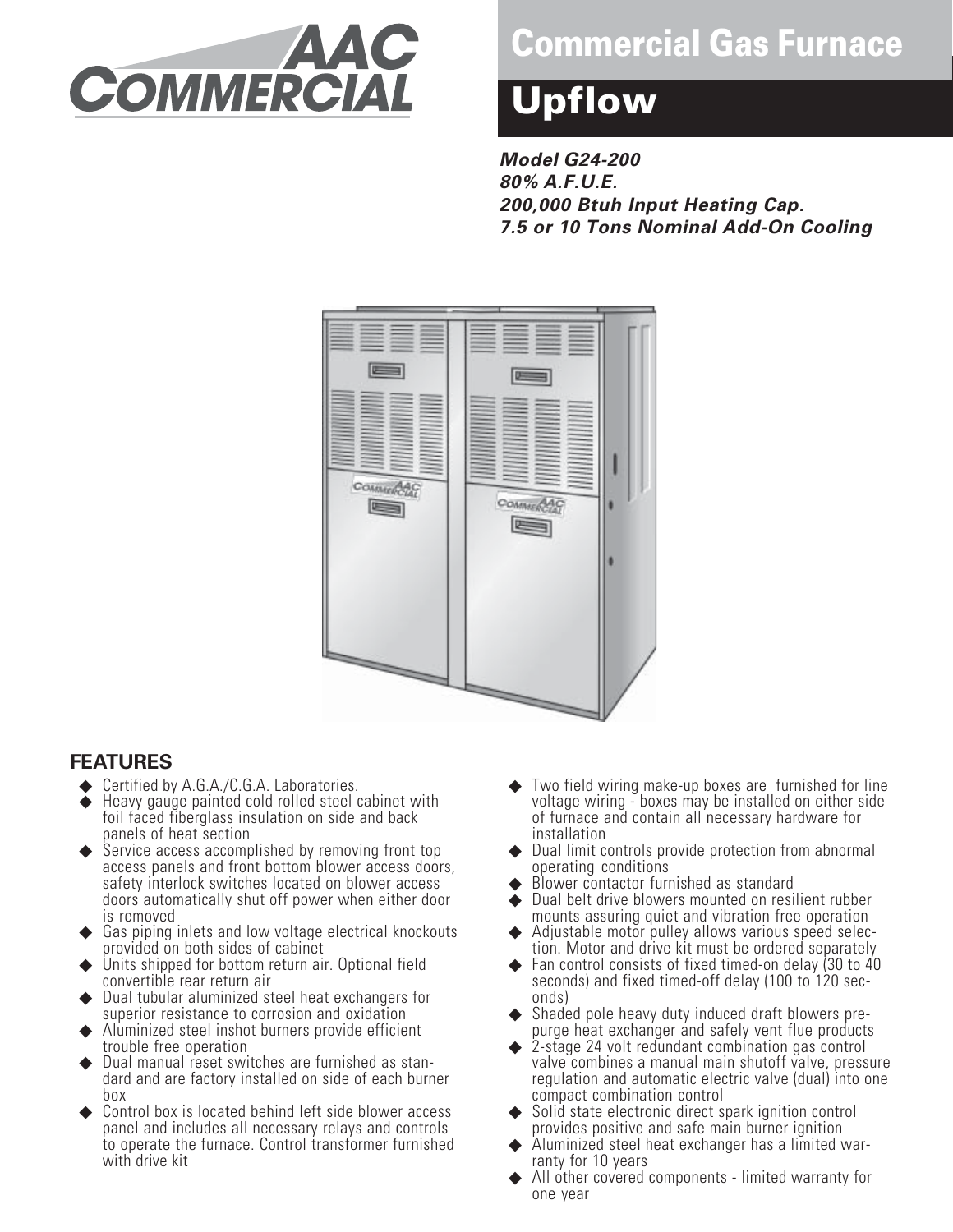AAC COMMERCIAL

# Commercial Gas Furnace

## Upflow

***Model G24-200***
***80% A.F.U.E.***
***200,000 Btuh Input Heating Cap.***
***7.5 or 10 Tons Nominal Add-On Cooling***

## FEATURES

- Certified by A.G.A./C.G.A. Laboratories.
- Heavy gauge painted cold rolled steel cabinet with foil faced fiberglass insulation on side and back panels of heat section
- Service access accomplished by removing front top access panels and front bottom blower access doors, safety interlock switches located on blower access doors automatically shut off power when either door is removed
- Gas piping inlets and low voltage electrical knockouts provided on both sides of cabinet
- Units shipped for bottom return air. Optional field convertible rear return air
- Dual tubular aluminized steel heat exchangers for superior resistance to corrosion and oxidation
- Aluminized steel inshot burners provide efficient trouble free operation
- Dual manual reset switches are furnished as standard and are factory installed on side of each burner box
- Control box is located behind left side blower access panel and includes all necessary relays and controls to operate the furnace. Control transformer furnished with drive kit
- Two field wiring make-up boxes are furnished for line voltage wiring - boxes may be installed on either side of furnace and contain all necessary hardware for installation
- Dual limit controls provide protection from abnormal operating conditions
- Blower contactor furnished as standard
- Dual belt drive blowers mounted on resilient rubber mounts assuring quiet and vibration free operation
- Adjustable motor pulley allows various speed selection. Motor and drive kit must be ordered separately
- Fan control consists of fixed timed-on delay (30 to 40 seconds) and fixed timed-off delay (100 to 120 seconds)
- Shaded pole heavy duty induced draft blowers prepurge heat exchanger and safely vent flue products
- 2-stage 24 volt redundant combination gas control valve combines a manual main shutoff valve, pressure regulation and automatic electric valve (dual) into one compact combination control
- Solid state electronic direct spark ignition control provides positive and safe main burner ignition
- Aluminized steel heat exchanger has a limited warranty for 10 years
- All other covered components - limited warranty for one year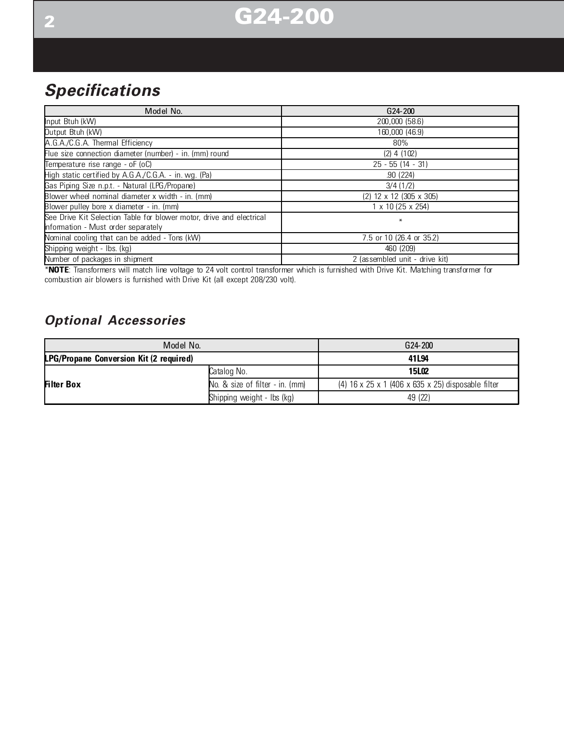# G24-200

## Specifications

| Model No. | G24-200 |
|---|---|
| Input Btuh (kW) | 200,000 (58.6) |
| Output Btuh (kW) | 160,000 (46.9) |
| A.G.A./C.G.A. Thermal Efficiency | 80% |
| Flue size connection diameter (number) - in. (mm) round | (2) 4 (102) |
| Temperature rise range - oF (oC) | 25 - 55 (14 - 31) |
| High static certified by A.G.A./C.G.A. - in. wg. (Pa) | .90 (224) |
| Gas Piping Size n.p.t. - Natural (LPG/Propane) | 3/4 (1/2) |
| Blower wheel nominal diameter x width - in. (mm) | (2) 12 x 12 (305 x 305) |
| Blower pulley bore x diameter - in. (mm) | 1 x 10 (25 x 254) |
| See Drive Kit Selection Table for blower motor, drive and electrical information - Must order separately | * |
| Nominal cooling that can be added - Tons (kW) | 7.5 or 10 (26.4 or 35.2) |
| Shipping weight - lbs. (kg) | 460 (209) |
| Number of packages in shipment | 2 (assembled unit - drive kit) |

***NOTE**: Transformers will match line voltage to 24 volt control transformer which is furnished with Drive Kit. Matching transformer for combustion air blowers is furnished with Drive Kit (all except 208/230 volt).

## Optional Accessories

| Model No. | | G24-200 |
|---|---|---|
| **LPG/Propane Conversion Kit (2 required)** | | **41L94** |
| **Filter Box** | Catalog No. | **15L02** |
| | No. & size of filter - in. (mm) | (4) 16 x 25 x 1 (406 x 635 x 25) disposable filter |
| | Shipping weight - lbs (kg) | 49 (22) |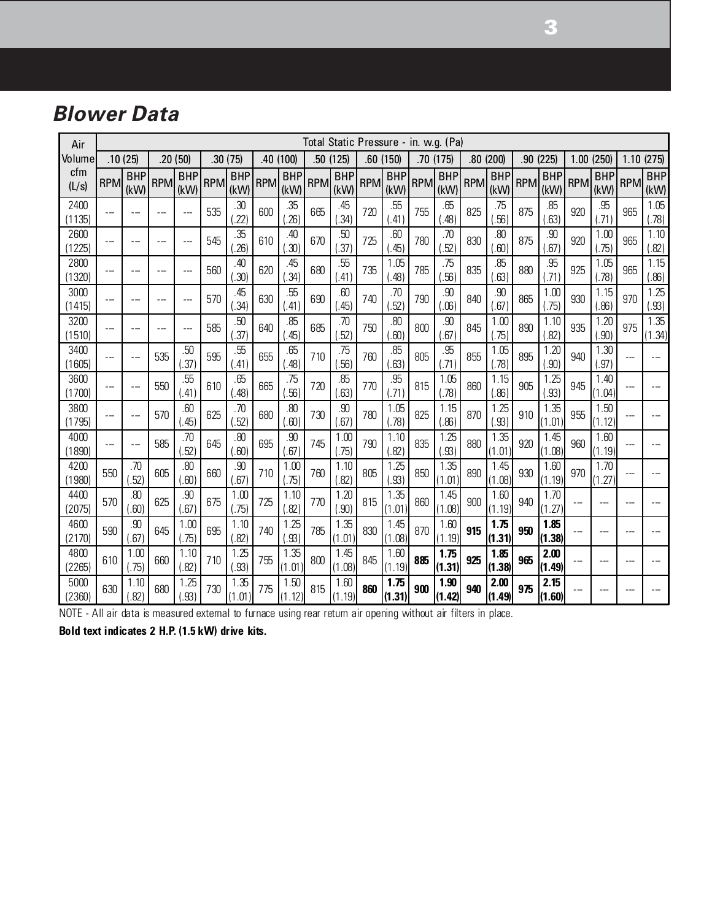## Blower Data

| Air Volume cfm (L/s) | Total Static Pressure - in. w.g. (Pa) | | | | | | | | | | | | | | | | | | | | | |
|---|---|---|---|---|---|---|---|---|---|---|---|---|---|---|---|---|---|---|---|---|---|---|
| | .10 (25) | | .20 (50) | | .30 (75) | | .40 (100) | | .50 (125) | | .60 (150) | | .70 (175) | | .80 (200) | | .90 (225) | | 1.00 (250) | | 1.10 (275) | |
| | RPM | BHP (kW) | RPM | BHP (kW) | RPM | BHP (kW) | RPM | BHP (kW) | RPM | BHP (kW) | RPM | BHP (kW) | RPM | BHP (kW) | RPM | BHP (kW) | RPM | BHP (kW) | RPM | BHP (kW) | RPM | BHP (kW) |
| 2400 (1135) | --- | --- | --- | --- | 535 | .30 (.22) | 600 | .35 (.26) | 665 | .45 (.34) | 720 | .55 (.41) | 755 | .65 (.48) | 825 | .75 (.56) | 875 | .85 (.63) | 920 | .95 (.71) | 965 | 1.05 (.78) |
| 2600 (1225) | --- | --- | --- | --- | 545 | .35 (.26) | 610 | .40 (.30) | 670 | .50 (.37) | 725 | .60 (.45) | 780 | .70 (.52) | 830 | .80 (.60) | 875 | .90 (.67) | 920 | 1.00 (.75) | 965 | 1.10 (.82) |
| 2800 (1320) | --- | --- | --- | --- | 560 | .40 (.30) | 620 | .45 (.34) | 680 | .55 (.41) | 735 | 1.05 (.48) | 785 | .75 (.56) | 835 | .85 (.63) | 880 | .95 (.71) | 925 | 1.05 (.78) | 965 | 1.15 (.86) |
| 3000 (1415) | --- | --- | --- | --- | 570 | .45 (.34) | 630 | .55 (.41) | 690 | .60 (.45) | 740 | .70 (.52) | 790 | .90 (.06) | 840 | .90 (.67) | 865 | 1.00 (.75) | 930 | 1.15 (.86) | 970 | 1.25 (.93) |
| 3200 (1510) | --- | --- | --- | --- | 585 | .50 (.37) | 640 | .85 (.45) | 685 | .70 (.52) | 750 | .80 (.60) | 800 | .90 (.67) | 845 | 1.00 (.75) | 890 | 1.10 (.82) | 935 | 1.20 (.90) | 975 | 1.35 (1.34) |
| 3400 (1605) | --- | --- | 535 | .50 (.37) | 595 | .55 (.41) | 655 | .65 (.48) | 710 | .75 (.56) | 760 | .85 (.63) | 805 | .95 (.71) | 855 | 1.05 (.78) | 895 | 1.20 (.90) | 940 | 1.30 (.97) | --- | --- |
| 3600 (1700) | --- | --- | 550 | .55 (.41) | 610 | .65 (.48) | 665 | .75 (.56) | 720 | .85 (.63) | 770 | .95 (.71) | 815 | 1.05 (.78) | 860 | 1.15 (.86) | 905 | 1.25 (.93) | 945 | 1.40 (1.04) | --- | --- |
| 3800 (1795) | --- | --- | 570 | .60 (.45) | 625 | .70 (.52) | 680 | .80 (.60) | 730 | .90 (.67) | 780 | 1.05 (.78) | 825 | 1.15 (.86) | 870 | 1.25 (.93) | 910 | 1.35 (1.01) | 955 | 1.50 (1.12) | --- | --- |
| 4000 (1890) | --- | --- | 585 | .70 (.52) | 645 | .80 (.60) | 695 | .90 (.67) | 745 | 1.00 (.75) | 790 | 1.10 (.82) | 835 | 1.25 (.93) | 880 | 1.35 (1.01) | 920 | 1.45 (1.08) | 960 | 1.60 (1.19) | --- | --- |
| 4200 (1980) | 550 | .70 (.52) | 605 | .80 (.60) | 660 | .90 (.67) | 710 | 1.00 (.75) | 760 | 1.10 (.82) | 805 | 1.25 (.93) | 850 | 1.35 (1.01) | 890 | 1.45 (1.08) | 930 | 1.60 (1.19) | 970 | 1.70 (1.27) | --- | --- |
| 4400 (2075) | 570 | .80 (.60) | 625 | .90 (.67) | 675 | 1.00 (.75) | 725 | 1.10 (.82) | 770 | 1.20 (.90) | 815 | 1.35 (1.01) | 860 | 1.45 (1.08) | 900 | 1.60 (1.19) | 940 | 1.70 (1.27) | --- | --- | --- | --- |
| 4600 (2170) | 590 | .90 (.67) | 645 | 1.00 (.75) | 695 | 1.10 (.82) | 740 | 1.25 (.93) | 785 | 1.35 (1.01) | 830 | 1.45 (1.08) | 870 | 1.60 (1.19) | **915** | **1.75 (1.31)** | **950** | **1.85 (1.38)** | --- | --- | --- | --- |
| 4800 (2265) | 610 | 1.00 (.75) | 660 | 1.10 (.82) | 710 | 1.25 (.93) | 755 | 1.35 (1.01) | 800 | 1.45 (1.08) | 845 | 1.60 (1.19) | **885** | **1.75 (1.31)** | **925** | **1.85 (1.38)** | **965** | **2.00 (1.49)** | --- | --- | --- | --- |
| 5000 (2360) | 630 | 1.10 (.82) | 680 | 1.25 (.93) | 730 | 1.35 (1.01) | 775 | 1.50 (1.12) | 815 | 1.60 (1.19) | **860** | **1.75 (1.31)** | **900** | **1.90 (1.42)** | **940** | **2.00 (1.49)** | **975** | **2.15 (1.60)** | --- | --- | --- | --- |

NOTE - All air data is measured external to furnace using rear return air opening without air filters in place.

**Bold text indicates 2 H.P. (1.5 kW) drive kits.**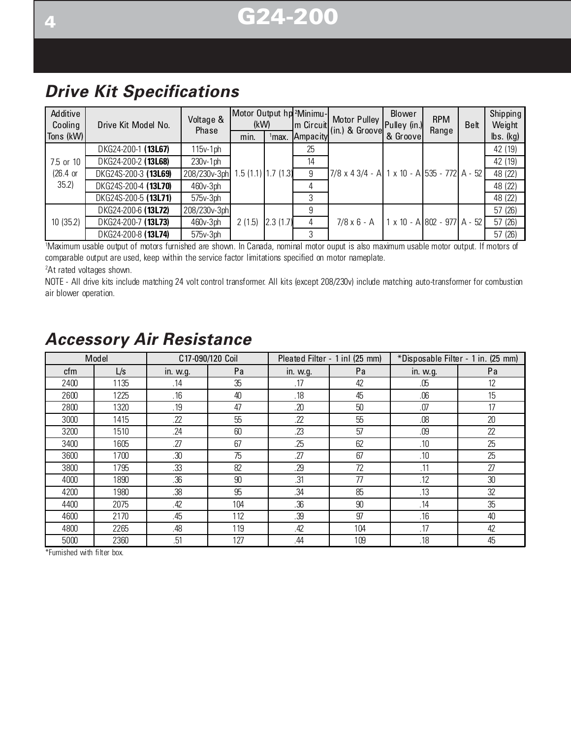## Drive Kit Specifications

| Additive Cooling Tons (kW) | Drive Kit Model No. | Voltage & Phase | Motor Output hp (kW) | | [2]Minimum Circuit Ampacity | Motor Pulley (in.) & Groove | Blower Pulley (in.) & Groove | RPM Range | Belt | Shipping Weight lbs. (kg) |
|---|---|---|---|---|---|---|---|---|---|---|
| | | | min. | [1]max. | | | | | | |
| 7.5 or 10 (26.4 or 35.2) | DKG24-200-1 **(13L67)** | 115v-1ph | 1.5 (1.1) | 1.7 (1.3) | 25 | 7/8 x 4 3/4 - A | 1 x 10 - A | 535 - 772 | A - 52 | 42 (19) |
| | DKG24-200-2 **(13L68)** | 230v-1ph | | | 14 | | | | | 42 (19) |
| | DKG24S-200-3 **(13L69)** | 208/230v-3ph | | | 9 | | | | | 48 (22) |
| | DKG24S-200-4 **(13L70)** | 460v-3ph | | | 4 | | | | | 48 (22) |
| | DKG24S-200-5 **(13L71)** | 575v-3ph | | | 3 | | | | | 48 (22) |
| 10 (35.2) | DKG24-200-6 **(13L72)** | 208/230v-3ph | 2 (1.5) | 2.3 (1.7) | 9 | 7/8 x 6 - A | 1 x 10 - A | 802 - 977 | A - 52 | 57 (26) |
| | DKG24-200-7 **(13L73)** | 460v-3ph | | | 4 | | | | | 57 (26) |
| | DKG24-200-8 **(13L74)** | 575v-3ph | | | 3 | | | | | 57 (26) |

[1]Maximum usable output of motors furnished are shown. In Canada, nominal motor ouput is also maximum usable motor output. If motors of comparable output are used, keep within the service factor limitations specified on motor nameplate.

[2]At rated voltages shown.

NOTE - All drive kits include matching 24 volt control transformer. All kits (except 208/230v) include matching auto-transformer for combustion air blower operation.

## Accessory Air Resistance

| Model | | C17-090/120 Coil | | Pleated Filter - 1 inl (25 mm) | | *Disposable Filter - 1 in. (25 mm) | |
|---|---|---|---|---|---|---|---|
| cfm | L/s | in. w.g. | Pa | in. w.g. | Pa | in. w.g. | Pa |
| 2400 | 1135 | .14 | 35 | .17 | 42 | .05 | 12 |
| 2600 | 1225 | .16 | 40 | .18 | 45 | .06 | 15 |
| 2800 | 1320 | .19 | 47 | .20 | 50 | .07 | 17 |
| 3000 | 1415 | .22 | 55 | .22 | 55 | .08 | 20 |
| 3200 | 1510 | .24 | 60 | .23 | 57 | .09 | 22 |
| 3400 | 1605 | .27 | 67 | .25 | 62 | .10 | 25 |
| 3600 | 1700 | .30 | 75 | .27 | 67 | .10 | 25 |
| 3800 | 1795 | .33 | 82 | .29 | 72 | .11 | 27 |
| 4000 | 1890 | .36 | 90 | .31 | 77 | .12 | 30 |
| 4200 | 1980 | .38 | 95 | .34 | 85 | .13 | 32 |
| 4400 | 2075 | .42 | 104 | .36 | 90 | .14 | 35 |
| 4600 | 2170 | .45 | 112 | .39 | 97 | .16 | 40 |
| 4800 | 2265 | .48 | 119 | .42 | 104 | .17 | 42 |
| 5000 | 2360 | .51 | 127 | .44 | 109 | .18 | 45 |

*Furnished with filter box.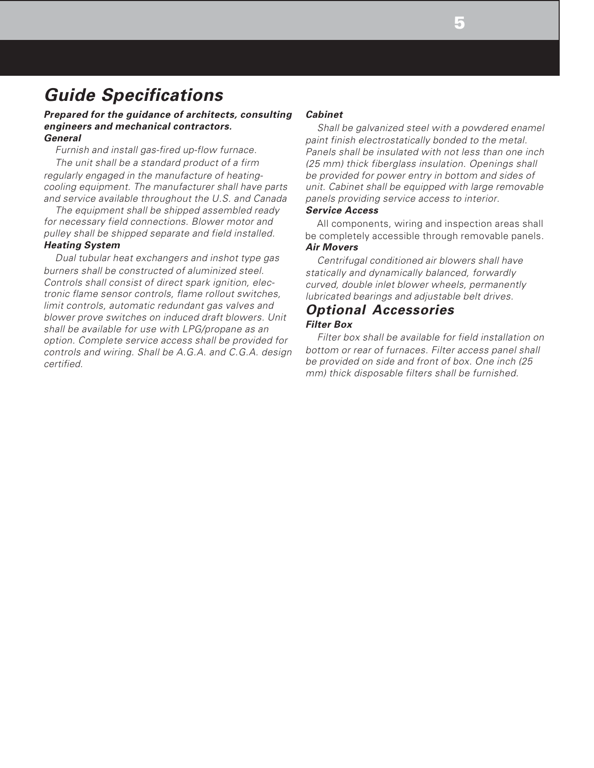# Guide Specifications

***Prepared for the guidance of architects, consulting engineers and mechanical contractors.***

### General

*Furnish and install gas-fired up-flow furnace.*

*The unit shall be a standard product of a firm regularly engaged in the manufacture of heating-cooling equipment. The manufacturer shall have parts and service available throughout the U.S. and Canada*

*The equipment shall be shipped assembled ready for necessary field connections. Blower motor and pulley shall be shipped separate and field installed.*

### Heating System

*Dual tubular heat exchangers and inshot type gas burners shall be constructed of aluminized steel. Controls shall consist of direct spark ignition, electronic flame sensor controls, flame rollout switches, limit controls, automatic redundant gas valves and blower prove switches on induced draft blowers. Unit shall be available for use with LPG/propane as an option. Complete service access shall be provided for controls and wiring. Shall be A.G.A. and C.G.A. design certified.*

### Cabinet

*Shall be galvanized steel with a powdered enamel paint finish electrostatically bonded to the metal. Panels shall be insulated with not less than one inch (25 mm) thick fiberglass insulation. Openings shall be provided for power entry in bottom and sides of unit. Cabinet shall be equipped with large removable panels providing service access to interior.*

### Service Access

All components, wiring and inspection areas shall be completely accessible through removable panels.

### Air Movers

*Centrifugal conditioned air blowers shall have statically and dynamically balanced, forwardly curved, double inlet blower wheels, permanently lubricated bearings and adjustable belt drives.*

## Optional Accessories

### Filter Box

*Filter box shall be available for field installation on bottom or rear of furnaces. Filter access panel shall be provided on side and front of box. One inch (25 mm) thick disposable filters shall be furnished.*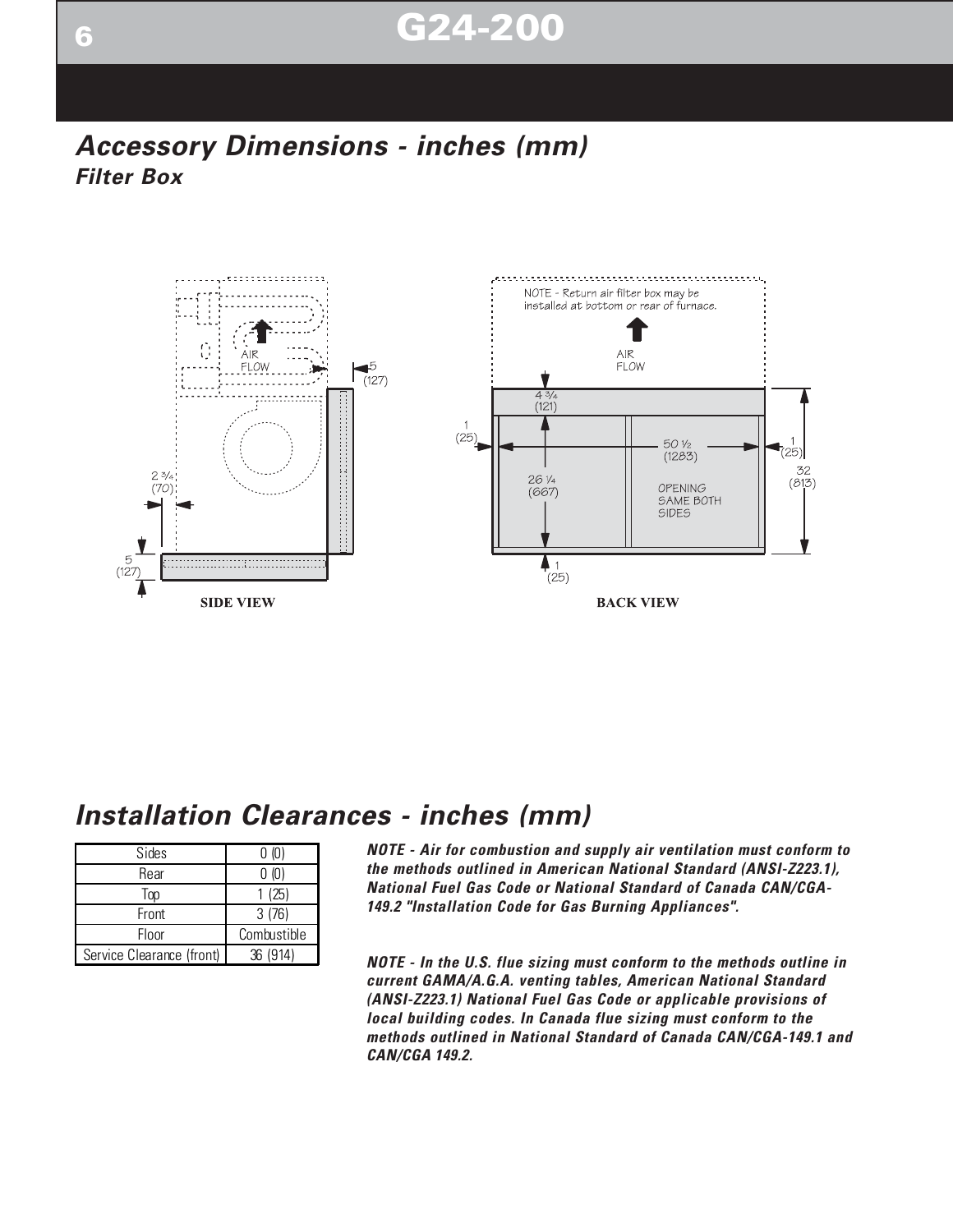## Accessory Dimensions - inches (mm)

### Filter Box

NOTE - Return air filter box may be installed at bottom or rear of furnace.

SIDE VIEW

BACK VIEW

## Installation Clearances - inches (mm)

| Sides | 0 (0) |
|---|---|
| Rear | 0 (0) |
| Top | 1 (25) |
| Front | 3 (76) |
| Floor | Combustible |
| Service Clearance (front) | 36 (914) |

***NOTE - Air for combustion and supply air ventilation must conform to the methods outlined in American National Standard (ANSI-Z223.1), National Fuel Gas Code or National Standard of Canada CAN/CGA-149.2 "Installation Code for Gas Burning Appliances".***

***NOTE - In the U.S. flue sizing must conform to the methods outline in current GAMA/A.G.A. venting tables, American National Standard (ANSI-Z223.1) National Fuel Gas Code or applicable provisions of local building codes. In Canada flue sizing must conform to the methods outlined in National Standard of Canada CAN/CGA-149.1 and CAN/CGA 149.2.***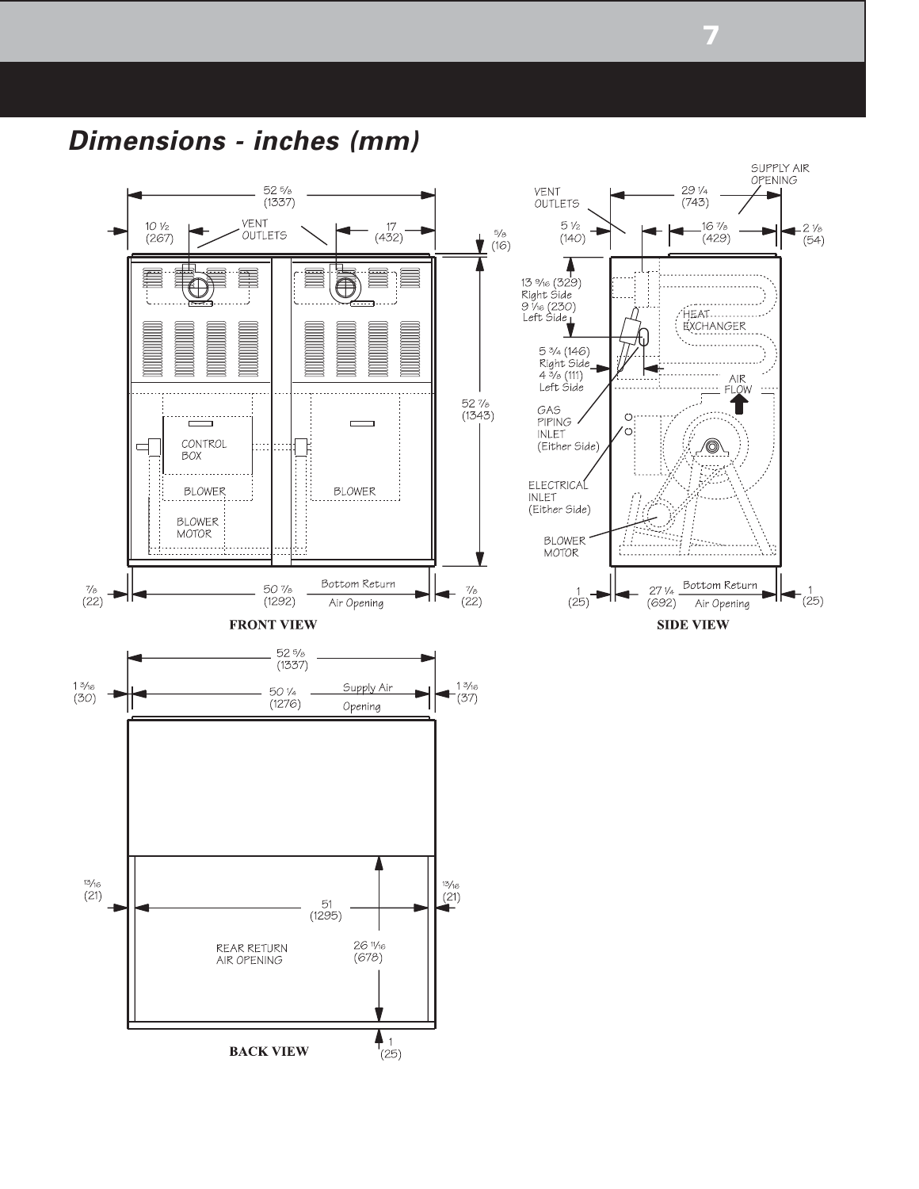## *Dimensions - inches (mm)*

**FRONT VIEW**

- Overall width: 52 5/8 (1337)
- Vent outlets: 10 1/2 (267) from left; 17 (432) from right
- Top: 5/8 (16)
- Height: 52 7/8 (1343)
- Bottom Return Air Opening: 50 7/8 (1292), with 7/8 (22) on each side
- Labels: VENT OUTLETS, CONTROL BOX, BLOWER, BLOWER, BLOWER MOTOR

**SIDE VIEW**

- Overall depth: 29 1/4 (743)
- Supply Air Opening: 16 7/8 (429); 5 1/2 (140); 2 1/8 (54)
- Vent Outlets
- 13 9/16 (329) Right Side; 9 1/16 (230) Left Side
- 5 3/4 (146) Right Side; 4 3/8 (111) Left Side
- Gas Piping Inlet (Either Side)
- Electrical Inlet (Either Side)
- Heat Exchanger
- Air Flow
- Blower Motor
- Bottom Return Air Opening: 27 1/4 (692), with 1 (25) on each side

**BACK VIEW**

- Overall width: 52 5/8 (1337)
- Supply Air Opening: 50 1/4 (1276); 1 3/16 (30) left; 1 3/16 (37) right
- Rear Return Air Opening: 51 (1295) wide, with 13/16 (21) on each side; 26 11/16 (678) high; 1 (25) from bottom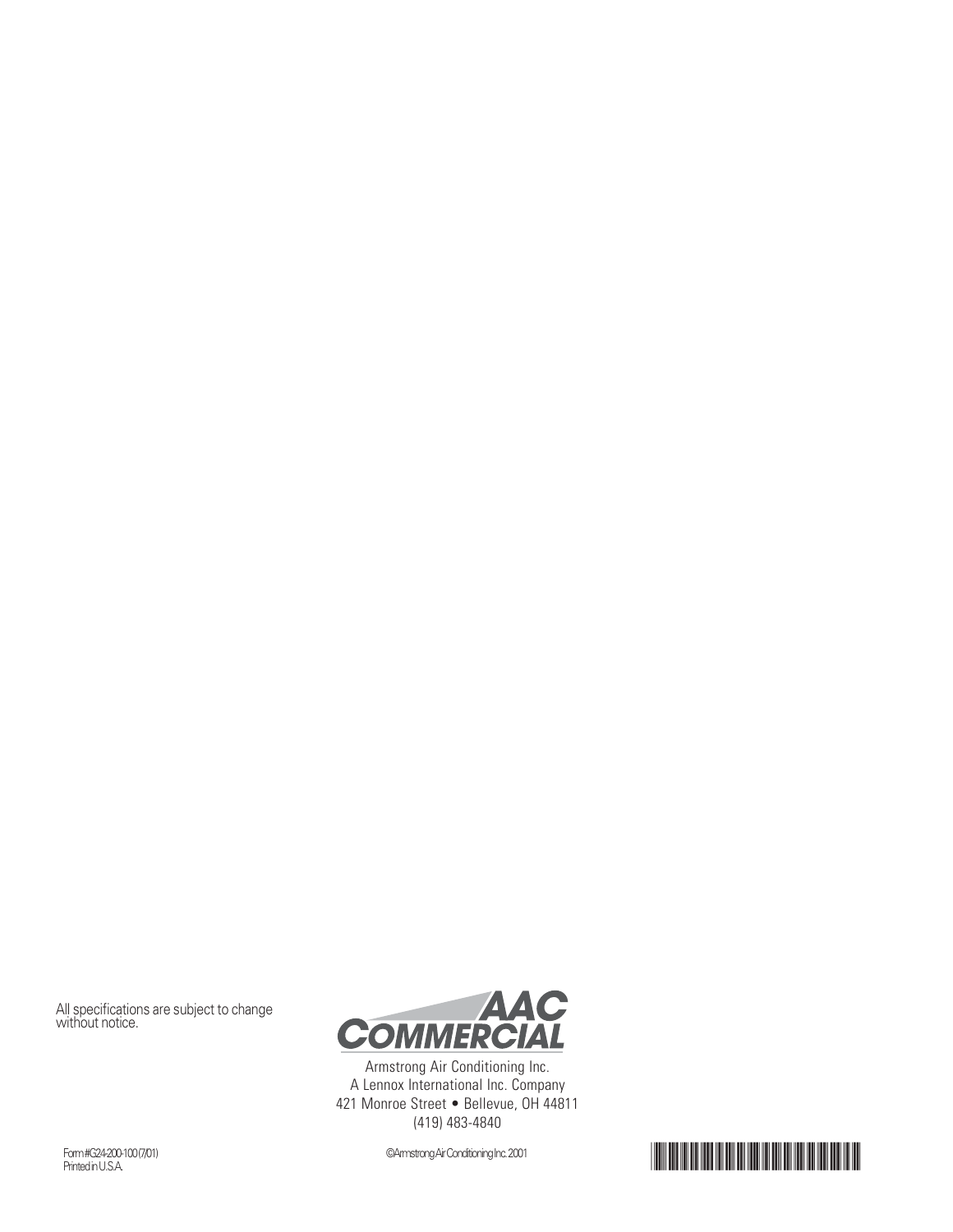All specifications are subject to change without notice.

AAC COMMERCIAL

Armstrong Air Conditioning Inc.
A Lennox International Inc. Company
421 Monroe Street • Bellevue, OH 44811
(419) 483-4840

Form #G24-200-100 (7/01)
Printed in U.S.A.

©Armstrong Air Conditioning Inc. 2001